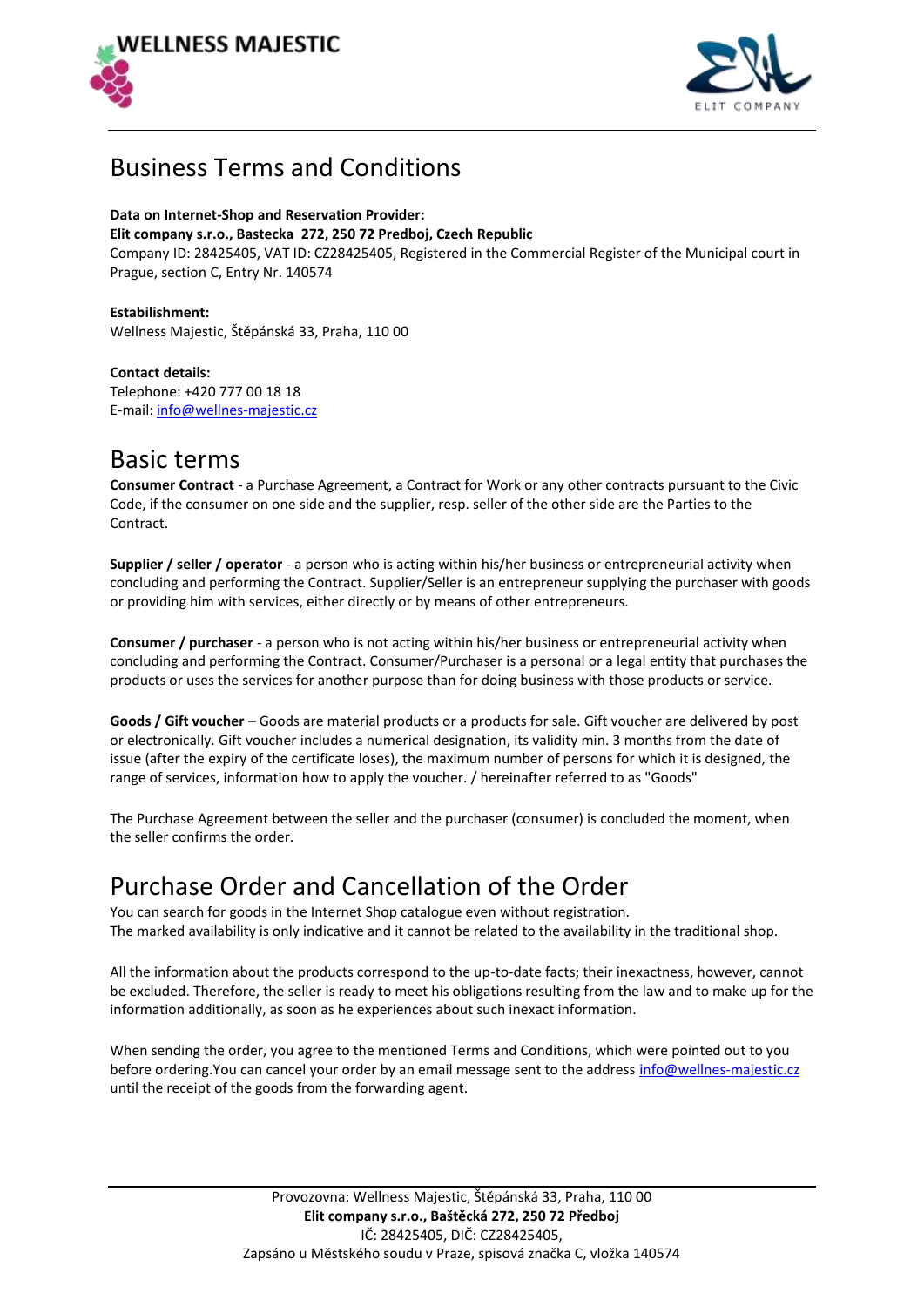# Business Terms and Conditions

**Data on Internet-Shop and Reservation Provider:**
**Elit company s.r.o., Bastecka 272, 250 72 Predboj, Czech Republic**
Company ID: 28425405, VAT ID: CZ28425405, Registered in the Commercial Register of the Municipal court in Prague, section C, Entry Nr. 140574

**Estabilishment:**
Wellness Majestic, Štěpánská 33, Praha, 110 00

**Contact details:**
Telephone: +420 777 00 18 18
E-mail: info@wellnes-majestic.cz

## Basic terms

**Consumer Contract** - a Purchase Agreement, a Contract for Work or any other contracts pursuant to the Civic Code, if the consumer on one side and the supplier, resp. seller of the other side are the Parties to the Contract.

**Supplier / seller / operator** - a person who is acting within his/her business or entrepreneurial activity when concluding and performing the Contract. Supplier/Seller is an entrepreneur supplying the purchaser with goods or providing him with services, either directly or by means of other entrepreneurs.

**Consumer / purchaser** - a person who is not acting within his/her business or entrepreneurial activity when concluding and performing the Contract. Consumer/Purchaser is a personal or a legal entity that purchases the products or uses the services for another purpose than for doing business with those products or service.

**Goods / Gift voucher** – Goods are material products or a products for sale. Gift voucher are delivered by post or electronically. Gift voucher includes a numerical designation, its validity min. 3 months from the date of issue (after the expiry of the certificate loses), the maximum number of persons for which it is designed, the range of services, information how to apply the voucher. / hereinafter referred to as "Goods"

The Purchase Agreement between the seller and the purchaser (consumer) is concluded the moment, when the seller confirms the order.

## Purchase Order and Cancellation of the Order

You can search for goods in the Internet Shop catalogue even without registration.
The marked availability is only indicative and it cannot be related to the availability in the traditional shop.

All the information about the products correspond to the up-to-date facts; their inexactness, however, cannot be excluded. Therefore, the seller is ready to meet his obligations resulting from the law and to make up for the information additionally, as soon as he experiences about such inexact information.

When sending the order, you agree to the mentioned Terms and Conditions, which were pointed out to you before ordering.You can cancel your order by an email message sent to the address info@wellnes-majestic.cz until the receipt of the goods from the forwarding agent.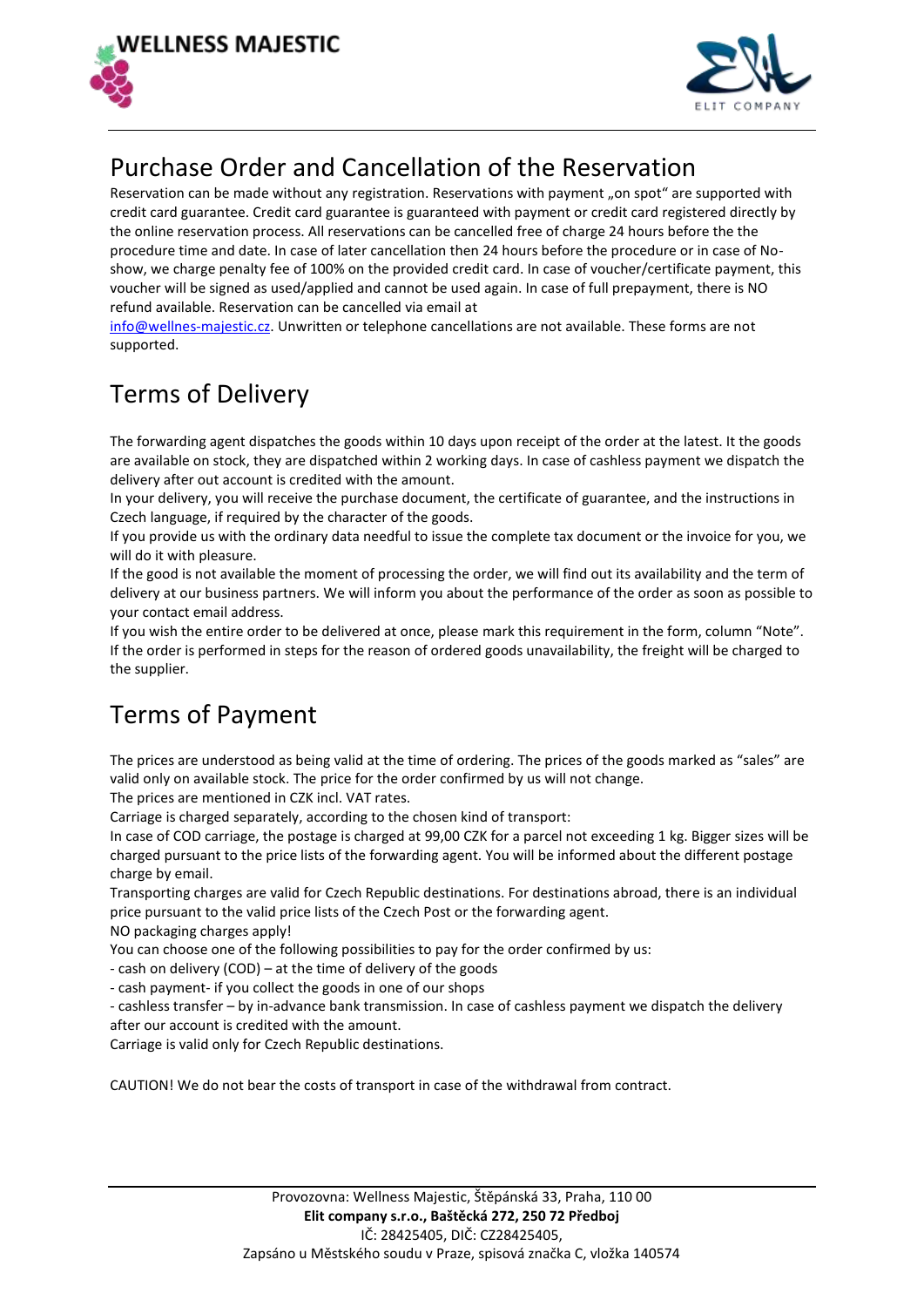## Purchase Order and Cancellation of the Reservation

Reservation can be made without any registration. Reservations with payment „on spot" are supported with credit card guarantee. Credit card guarantee is guaranteed with payment or credit card registered directly by the online reservation process. All reservations can be cancelled free of charge 24 hours before the the procedure time and date. In case of later cancellation then 24 hours before the procedure or in case of No-show, we charge penalty fee of 100% on the provided credit card. In case of voucher/certificate payment, this voucher will be signed as used/applied and cannot be used again. In case of full prepayment, there is NO refund available. Reservation can be cancelled via email at info@wellnes-majestic.cz. Unwritten or telephone cancellations are not available. These forms are not supported.

## Terms of Delivery

The forwarding agent dispatches the goods within 10 days upon receipt of the order at the latest. It the goods are available on stock, they are dispatched within 2 working days. In case of cashless payment we dispatch the delivery after out account is credited with the amount.

In your delivery, you will receive the purchase document, the certificate of guarantee, and the instructions in Czech language, if required by the character of the goods.

If you provide us with the ordinary data needful to issue the complete tax document or the invoice for you, we will do it with pleasure.

If the good is not available the moment of processing the order, we will find out its availability and the term of delivery at our business partners. We will inform you about the performance of the order as soon as possible to your contact email address.

If you wish the entire order to be delivered at once, please mark this requirement in the form, column "Note". If the order is performed in steps for the reason of ordered goods unavailability, the freight will be charged to the supplier.

## Terms of Payment

The prices are understood as being valid at the time of ordering. The prices of the goods marked as "sales" are valid only on available stock. The price for the order confirmed by us will not change.

The prices are mentioned in CZK incl. VAT rates.

Carriage is charged separately, according to the chosen kind of transport:

In case of COD carriage, the postage is charged at 99,00 CZK for a parcel not exceeding 1 kg. Bigger sizes will be charged pursuant to the price lists of the forwarding agent. You will be informed about the different postage charge by email.

Transporting charges are valid for Czech Republic destinations. For destinations abroad, there is an individual price pursuant to the valid price lists of the Czech Post or the forwarding agent.

NO packaging charges apply!

You can choose one of the following possibilities to pay for the order confirmed by us:

- cash on delivery (COD) – at the time of delivery of the goods
- cash payment- if you collect the goods in one of our shops
- cashless transfer – by in-advance bank transmission. In case of cashless payment we dispatch the delivery after our account is credited with the amount.

Carriage is valid only for Czech Republic destinations.

CAUTION! We do not bear the costs of transport in case of the withdrawal from contract.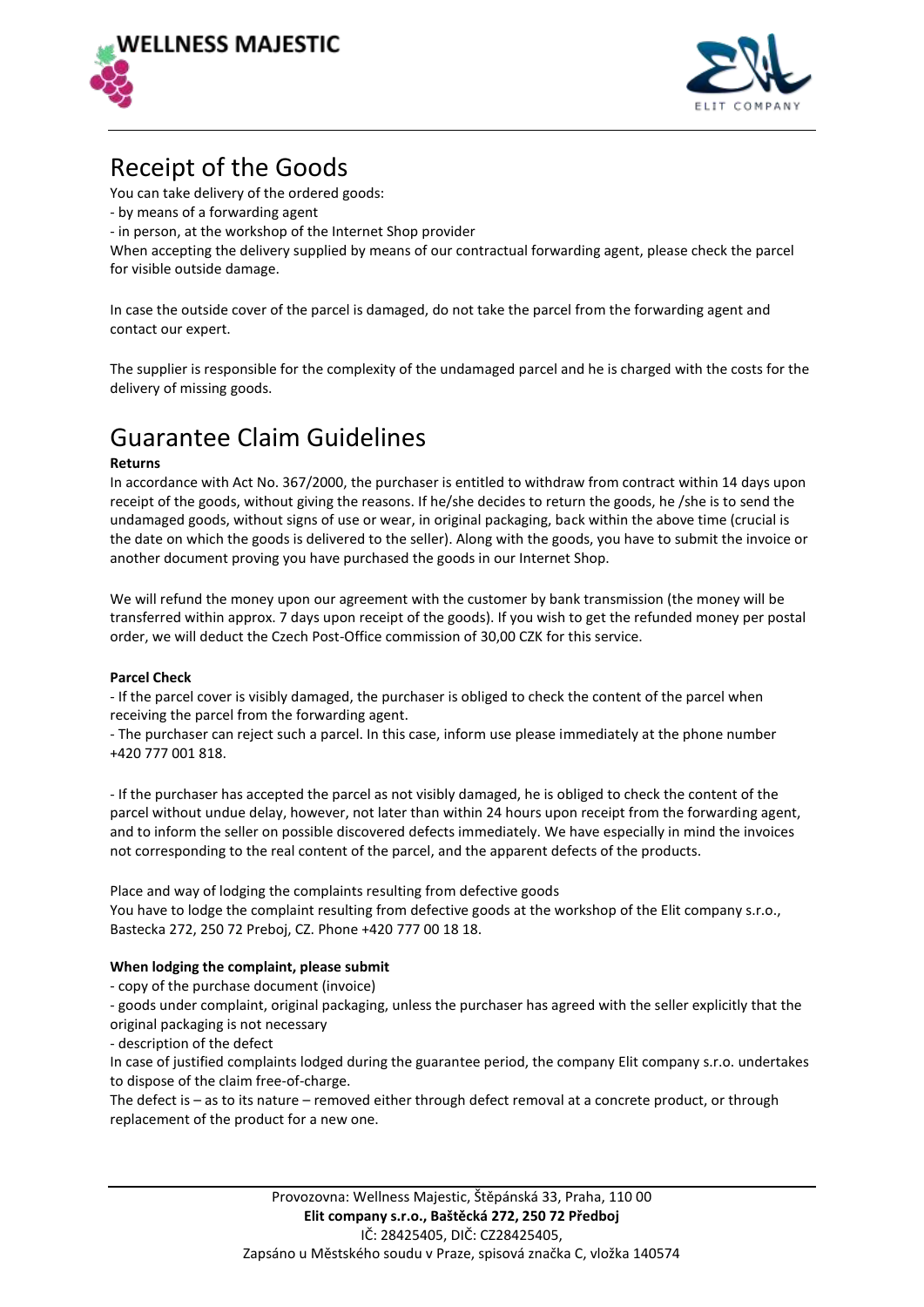# Receipt of the Goods

You can take delivery of the ordered goods:

- by means of a forwarding agent
- in person, at the workshop of the Internet Shop provider

When accepting the delivery supplied by means of our contractual forwarding agent, please check the parcel for visible outside damage.

In case the outside cover of the parcel is damaged, do not take the parcel from the forwarding agent and contact our expert.

The supplier is responsible for the complexity of the undamaged parcel and he is charged with the costs for the delivery of missing goods.

# Guarantee Claim Guidelines

**Returns**

In accordance with Act No. 367/2000, the purchaser is entitled to withdraw from contract within 14 days upon receipt of the goods, without giving the reasons. If he/she decides to return the goods, he /she is to send the undamaged goods, without signs of use or wear, in original packaging, back within the above time (crucial is the date on which the goods is delivered to the seller). Along with the goods, you have to submit the invoice or another document proving you have purchased the goods in our Internet Shop.

We will refund the money upon our agreement with the customer by bank transmission (the money will be transferred within approx. 7 days upon receipt of the goods). If you wish to get the refunded money per postal order, we will deduct the Czech Post-Office commission of 30,00 CZK for this service.

**Parcel Check**

- If the parcel cover is visibly damaged, the purchaser is obliged to check the content of the parcel when receiving the parcel from the forwarding agent.
- The purchaser can reject such a parcel. In this case, inform use please immediately at the phone number +420 777 001 818.

- If the purchaser has accepted the parcel as not visibly damaged, he is obliged to check the content of the parcel without undue delay, however, not later than within 24 hours upon receipt from the forwarding agent, and to inform the seller on possible discovered defects immediately. We have especially in mind the invoices not corresponding to the real content of the parcel, and the apparent defects of the products.

Place and way of lodging the complaints resulting from defective goods

You have to lodge the complaint resulting from defective goods at the workshop of the Elit company s.r.o., Bastecka 272, 250 72 Preboj, CZ. Phone +420 777 00 18 18.

**When lodging the complaint, please submit**

- copy of the purchase document (invoice)
- goods under complaint, original packaging, unless the purchaser has agreed with the seller explicitly that the original packaging is not necessary
- description of the defect

In case of justified complaints lodged during the guarantee period, the company Elit company s.r.o. undertakes to dispose of the claim free-of-charge.

The defect is – as to its nature – removed either through defect removal at a concrete product, or through replacement of the product for a new one.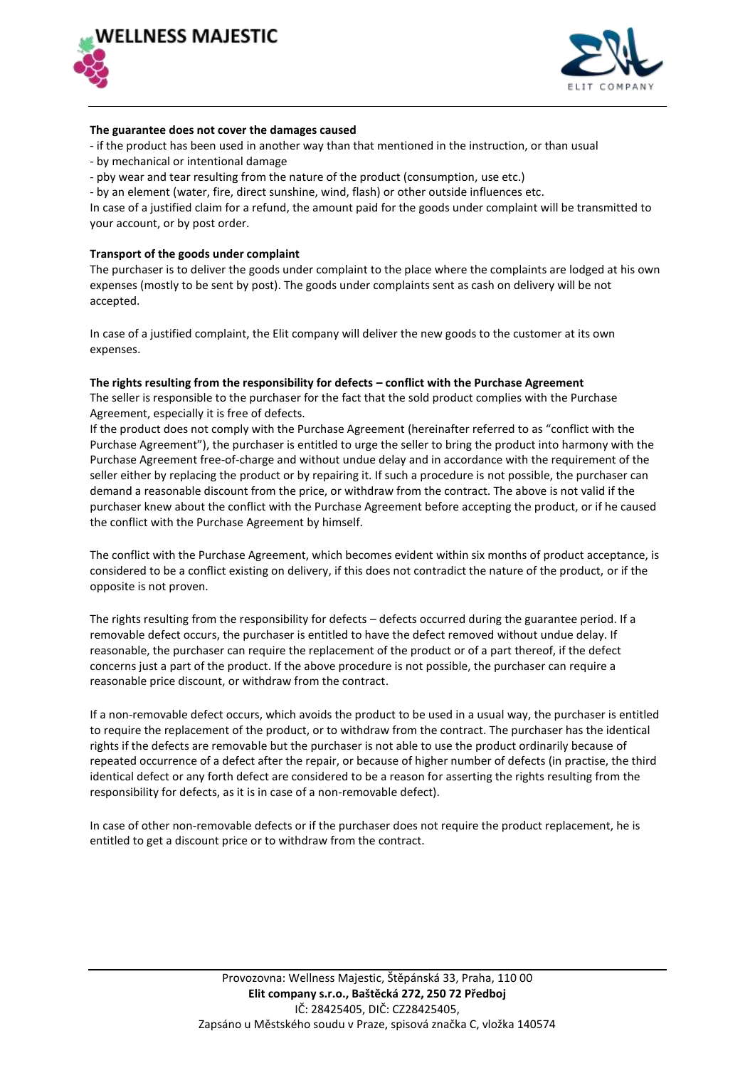**The guarantee does not cover the damages caused**

- if the product has been used in another way than that mentioned in the instruction, or than usual
- by mechanical or intentional damage
- pby wear and tear resulting from the nature of the product (consumption, use etc.)
- by an element (water, fire, direct sunshine, wind, flash) or other outside influences etc.

In case of a justified claim for a refund, the amount paid for the goods under complaint will be transmitted to your account, or by post order.

**Transport of the goods under complaint**

The purchaser is to deliver the goods under complaint to the place where the complaints are lodged at his own expenses (mostly to be sent by post). The goods under complaints sent as cash on delivery will be not accepted.

In case of a justified complaint, the Elit company will deliver the new goods to the customer at its own expenses.

**The rights resulting from the responsibility for defects – conflict with the Purchase Agreement**

The seller is responsible to the purchaser for the fact that the sold product complies with the Purchase Agreement, especially it is free of defects.

If the product does not comply with the Purchase Agreement (hereinafter referred to as "conflict with the Purchase Agreement"), the purchaser is entitled to urge the seller to bring the product into harmony with the Purchase Agreement free-of-charge and without undue delay and in accordance with the requirement of the seller either by replacing the product or by repairing it. If such a procedure is not possible, the purchaser can demand a reasonable discount from the price, or withdraw from the contract. The above is not valid if the purchaser knew about the conflict with the Purchase Agreement before accepting the product, or if he caused the conflict with the Purchase Agreement by himself.

The conflict with the Purchase Agreement, which becomes evident within six months of product acceptance, is considered to be a conflict existing on delivery, if this does not contradict the nature of the product, or if the opposite is not proven.

The rights resulting from the responsibility for defects – defects occurred during the guarantee period. If a removable defect occurs, the purchaser is entitled to have the defect removed without undue delay. If reasonable, the purchaser can require the replacement of the product or of a part thereof, if the defect concerns just a part of the product. If the above procedure is not possible, the purchaser can require a reasonable price discount, or withdraw from the contract.

If a non-removable defect occurs, which avoids the product to be used in a usual way, the purchaser is entitled to require the replacement of the product, or to withdraw from the contract. The purchaser has the identical rights if the defects are removable but the purchaser is not able to use the product ordinarily because of repeated occurrence of a defect after the repair, or because of higher number of defects (in practise, the third identical defect or any forth defect are considered to be a reason for asserting the rights resulting from the responsibility for defects, as it is in case of a non-removable defect).

In case of other non-removable defects or if the purchaser does not require the product replacement, he is entitled to get a discount price or to withdraw from the contract.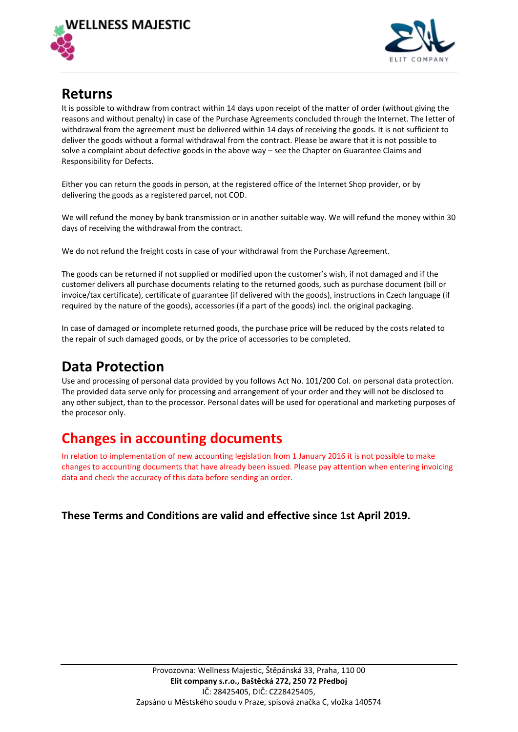## Returns

It is possible to withdraw from contract within 14 days upon receipt of the matter of order (without giving the reasons and without penalty) in case of the Purchase Agreements concluded through the Internet. The letter of withdrawal from the agreement must be delivered within 14 days of receiving the goods. It is not sufficient to deliver the goods without a formal withdrawal from the contract. Please be aware that it is not possible to solve a complaint about defective goods in the above way – see the Chapter on Guarantee Claims and Responsibility for Defects.

Either you can return the goods in person, at the registered office of the Internet Shop provider, or by delivering the goods as a registered parcel, not COD.

We will refund the money by bank transmission or in another suitable way. We will refund the money within 30 days of receiving the withdrawal from the contract.

We do not refund the freight costs in case of your withdrawal from the Purchase Agreement.

The goods can be returned if not supplied or modified upon the customer's wish, if not damaged and if the customer delivers all purchase documents relating to the returned goods, such as purchase document (bill or invoice/tax certificate), certificate of guarantee (if delivered with the goods), instructions in Czech language (if required by the nature of the goods), accessories (if a part of the goods) incl. the original packaging.

In case of damaged or incomplete returned goods, the purchase price will be reduced by the costs related to the repair of such damaged goods, or by the price of accessories to be completed.

## Data Protection

Use and processing of personal data provided by you follows Act No. 101/200 Col. on personal data protection. The provided data serve only for processing and arrangement of your order and they will not be disclosed to any other subject, than to the processor. Personal dates will be used for operational and marketing purposes of the procesor only.

## Changes in accounting documents

In relation to implementation of new accounting legislation from 1 January 2016 it is not possible to make changes to accounting documents that have already been issued. Please pay attention when entering invoicing data and check the accuracy of this data before sending an order.

**These Terms and Conditions are valid and effective since 1st April 2019.**